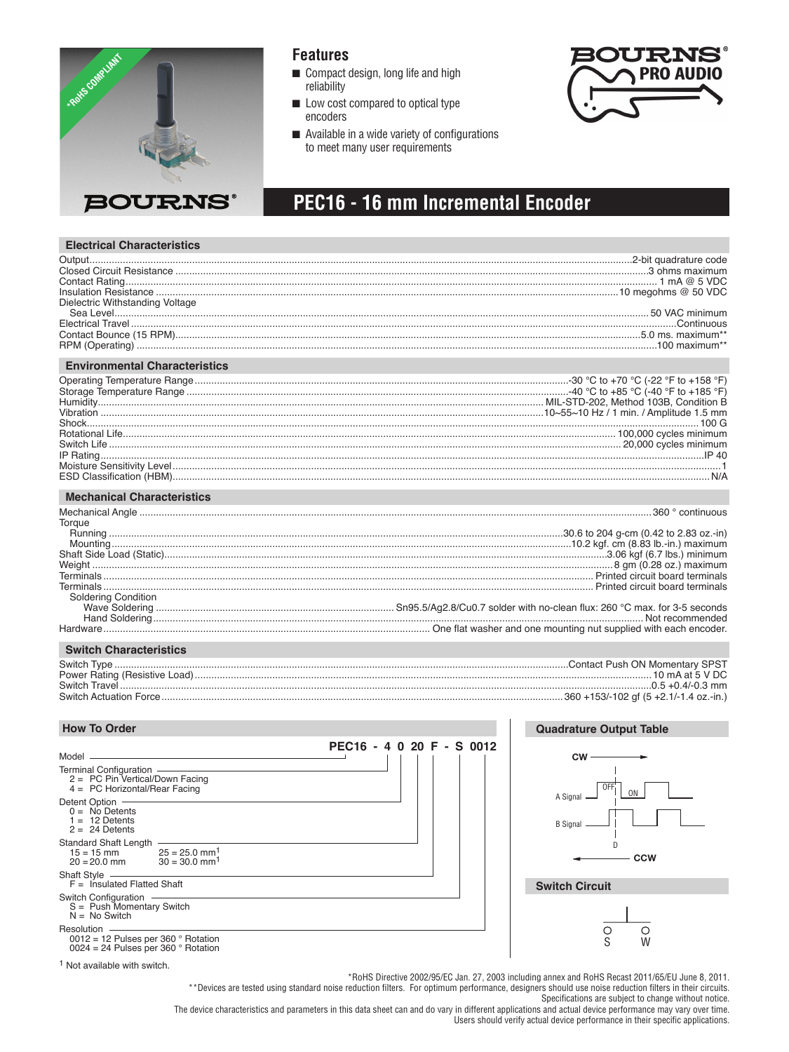*RoHS COMPLIANT

BOURNS®

## Features

- Compact design, long life and high reliability
- Low cost compared to optical type encoders
- Available in a wide variety of configurations to meet many user requirements

BOURNS® PRO AUDIO

# PEC16 - 16 mm Incremental Encoder

## Electrical Characteristics

| Parameter | Value |
|---|---|
| Output | 2-bit quadrature code |
| Closed Circuit Resistance | 3 ohms maximum |
| Contact Rating | 1 mA @ 5 VDC |
| Insulation Resistance | 10 megohms @ 50 VDC |
| Dielectric Withstanding Voltage | |
| Sea Level | 50 VAC minimum |
| Electrical Travel | Continuous |
| Contact Bounce (15 RPM) | 5.0 ms. maximum** |
| RPM (Operating) | 100 maximum** |

## Environmental Characteristics

| Parameter | Value |
|---|---|
| Operating Temperature Range | -30 °C to +70 °C (-22 °F to +158 °F) |
| Storage Temperature Range | -40 °C to +85 °C (-40 °F to +185 °F) |
| Humidity | MIL-STD-202, Method 103B, Condition B |
| Vibration | 10~55~10 Hz / 1 min. / Amplitude 1.5 mm |
| Shock | 100 G |
| Rotational Life | 100,000 cycles minimum |
| Switch Life | 20,000 cycles minimum |
| IP Rating | IP 40 |
| Moisture Sensitivity Level | 1 |
| ESD Classification (HBM) | N/A |

## Mechanical Characteristics

| Parameter | Value |
|---|---|
| Mechanical Angle | 360 ° continuous |
| Torque | |
| Running | 30.6 to 204 g-cm (0.42 to 2.83 oz.-in) |
| Mounting | 10.2 kgf. cm (8.83 lb.-in.) maximum |
| Shaft Side Load (Static) | 3.06 kgf (6.7 lbs.) minimum |
| Weight | 8 gm (0.28 oz.) maximum |
| Terminals | Printed circuit board terminals |
| Terminals | Printed circuit board terminals |
| Soldering Condition | |
| Wave Soldering | Sn95.5/Ag2.8/Cu0.7 solder with no-clean flux: 260 °C max. for 3-5 seconds |
| Hand Soldering | Not recommended |
| Hardware | One flat washer and one mounting nut supplied with each encoder. |

## Switch Characteristics

| Parameter | Value |
|---|---|
| Switch Type | Contact Push ON Momentary SPST |
| Power Rating (Resistive Load) | 10 mA at 5 V DC |
| Switch Travel | 0.5 +0.4/-0.3 mm |
| Switch Actuation Force | 360 +153/-102 gf (5 +2.1/-1.4 oz.-in.) |

## How To Order

**PEC16 - 4 0 20 F - S 0012**

Model

Terminal Configuration
- 2 = PC Pin Vertical/Down Facing
- 4 = PC Horizontal/Rear Facing

Detent Option
- 0 = No Detents
- 1 = 12 Detents
- 2 = 24 Detents

Standard Shaft Length
- 15 = 15 mm
- 20 = 20.0 mm
- 25 = 25.0 mm[1]
- 30 = 30.0 mm[1]

Shaft Style
- F = Insulated Flatted Shaft

Switch Configuration
- S = Push Momentary Switch
- N = No Switch

Resolution
- 0012 = 12 Pulses per 360 ° Rotation
- 0024 = 24 Pulses per 360 ° Rotation

[1] Not available with switch.

## Quadrature Output Table

CW →

A Signal (OFF / ON)

B Signal

D

← CCW

## Switch Circuit

S W

*RoHS Directive 2002/95/EC Jan. 27, 2003 including annex and RoHS Recast 2011/65/EU June 8, 2011.
**Devices are tested using standard noise reduction filters. For optimum performance, designers should use noise reduction filters in their circuits.
Specifications are subject to change without notice.
The device characteristics and parameters in this data sheet can and do vary in different applications and actual device performance may vary over time.
Users should verify actual device performance in their specific applications.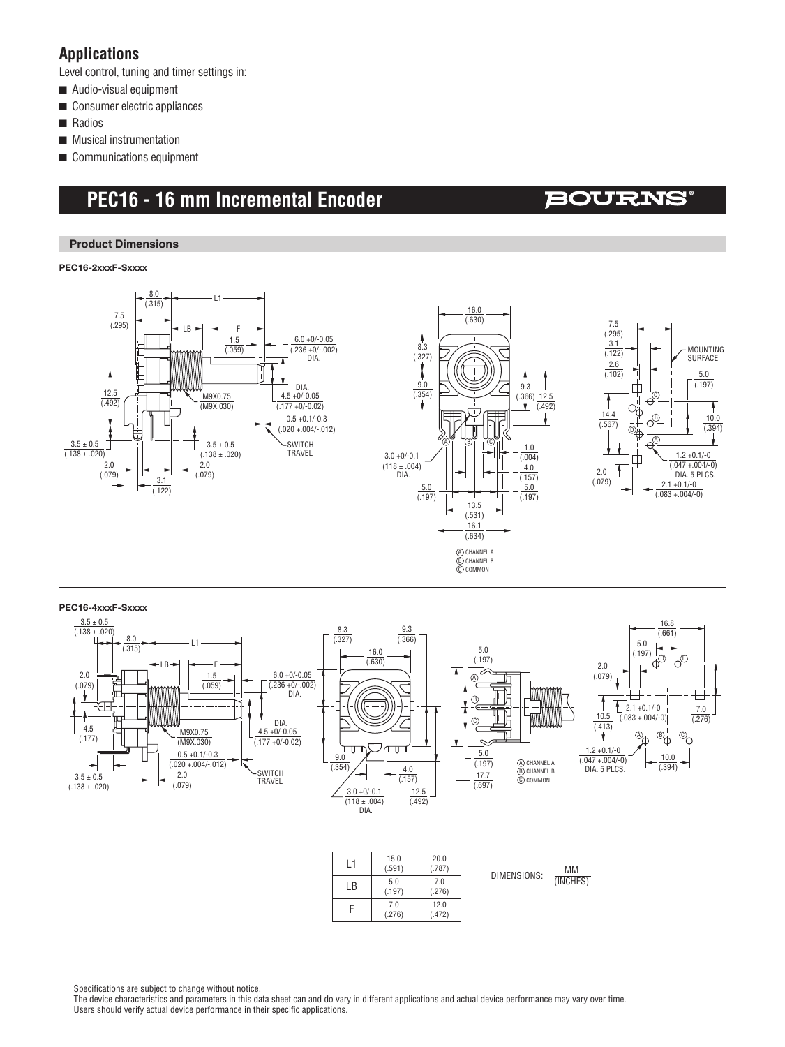## Applications

Level control, tuning and timer settings in:

- Audio-visual equipment
- Consumer electric appliances
- Radios
- Musical instrumentation
- Communications equipment

# PEC16 - 16 mm Incremental Encoder

BOURNS®

### Product Dimensions

**PEC16-2xxxF-Sxxxx**

A CHANNEL A
B CHANNEL B
C COMMON

**PEC16-4xxxF-Sxxxx**

A CHANNEL A
B CHANNEL B
C COMMON

| L1 | 15.0 (.591) | 20.0 (.787) |
|---|---|---|
| LB | 5.0 (.197) | 7.0 (.276) |
| F | 7.0 (.276) | 12.0 (.472) |

DIMENSIONS: MM / (INCHES)

Specifications are subject to change without notice.
The device characteristics and parameters in this data sheet can and do vary in different applications and actual device performance may vary over time.
Users should verify actual device performance in their specific applications.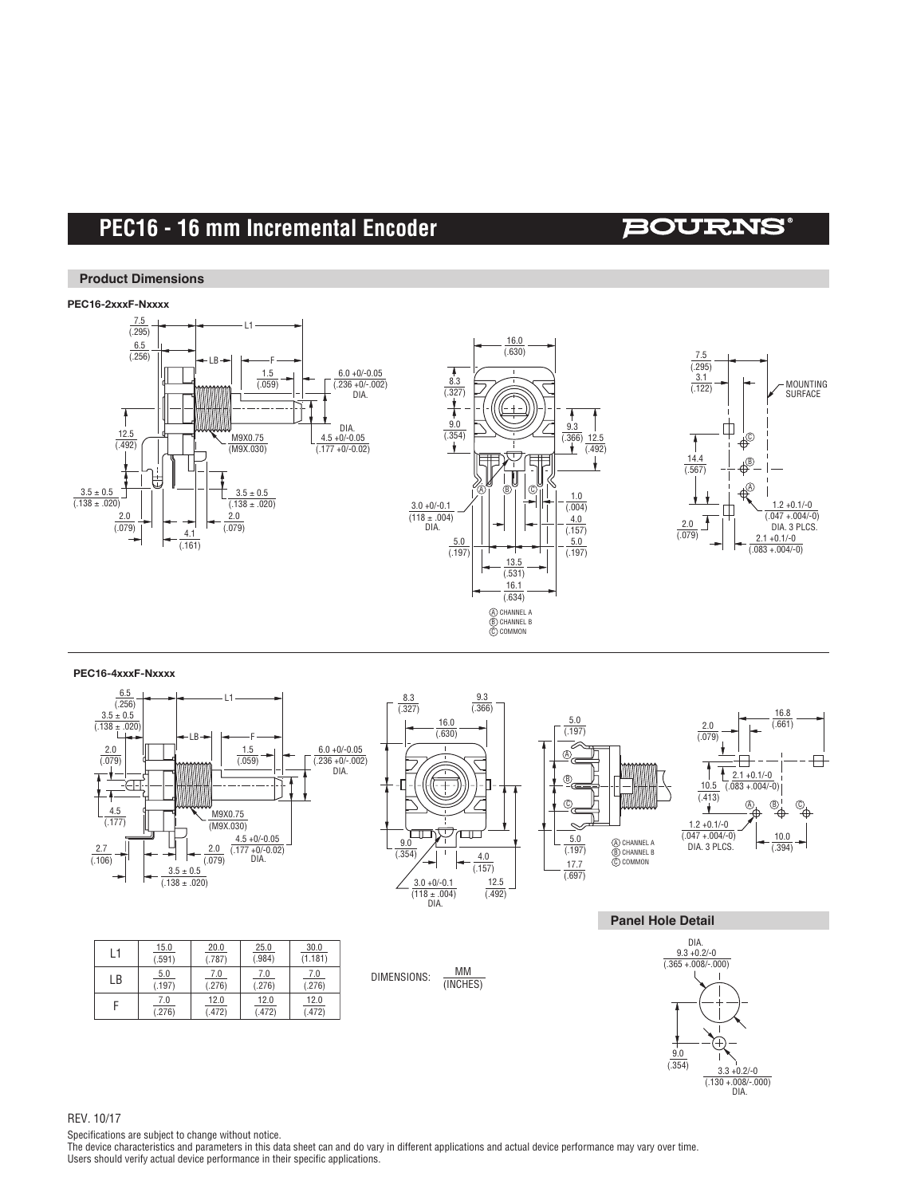## PEC16 - 16 mm Incremental Encoder

### Product Dimensions

**PEC16-2xxxF-Nxxxx**

7.5 (.295)
6.5 (.256)
L1
LB
F
1.5 (.059)
6.0 +0/-0.05 (.236 +0/-.002) DIA.
12.5 (.492)
M9X0.75 (M9X.030)
DIA. 4.5 +0/-0.05 (.177 +0/-0.02)
3.5 ± 0.5 (.138 ± .020)
2.0 (.079)
3.5 ± 0.5 (.138 ± .020)
2.0 (.079)
4.1 (.161)

16.0 (.630)
8.3 (.327)
9.0 (.354)
9.3 (.366)
12.5 (.492)
3.0 +0/-0.1 (118 ± .004) DIA.
1.0 (.004)
4.0 (.157)
5.0 (.197)
5.0 (.197)
13.5 (.531)
16.1 (.634)

Ⓐ CHANNEL A
Ⓑ CHANNEL B
Ⓒ COMMON

7.5 (.295)
3.1 (.122)
MOUNTING SURFACE
14.4 (.567)
2.0 (.079)
1.2 +0.1/-0 (.047 +.004/-0) DIA. 3 PLCS.
2.1 +0.1/-0 (.083 +.004/-0)

**PEC16-4xxxF-Nxxxx**

6.5 (.256)
3.5 ± 0.5 (.138 ± .020)
2.0 (.079)
L1
LB
F
1.5 (.059)
6.0 +0/-0.05 (.236 +0/-.002) DIA.
4.5 (.177)
M9X0.75 (M9X.030)
4.5 +0/-0.05 (.177 +0/-0.02) DIA.
2.7 (.106)
2.0 (.079)
3.5 ± 0.5 (.138 ± .020)

8.3 (.327)
9.3 (.366)
16.0 (.630)
9.0 (.354)
4.0 (.157)
3.0 +0/-0.1 (118 ± .004) DIA.
12.5 (.492)

5.0 (.197)
5.0 (.197)
17.7 (.697)

Ⓐ CHANNEL A
Ⓑ CHANNEL B
Ⓒ COMMON

2.0 (.079)
16.8 (.661)
2.1 +0.1/-0 (.083 +.004/-0)
10.5 (.413)
1.2 +0.1/-0 (.047 +.004/-0) DIA. 3 PLCS.
10.0 (.394)

| | | | | |
|---|---|---|---|---|
| L1 | 15.0 (.591) | 20.0 (.787) | 25.0 (.984) | 30.0 (1.181) |
| LB | 5.0 (.197) | 7.0 (.276) | 7.0 (.276) | 7.0 (.276) |
| F | 7.0 (.276) | 12.0 (.472) | 12.0 (.472) | 12.0 (.472) |

DIMENSIONS: MM (INCHES)

### Panel Hole Detail

DIA. 9.3 +0.2/-0 (.365 +.008/-.000)
9.0 (.354)
3.3 +0.2/-0 (.130 +.008/-.000) DIA.

REV. 10/17

Specifications are subject to change without notice.
The device characteristics and parameters in this data sheet can and do vary in different applications and actual device performance may vary over time.
Users should verify actual device performance in their specific applications.